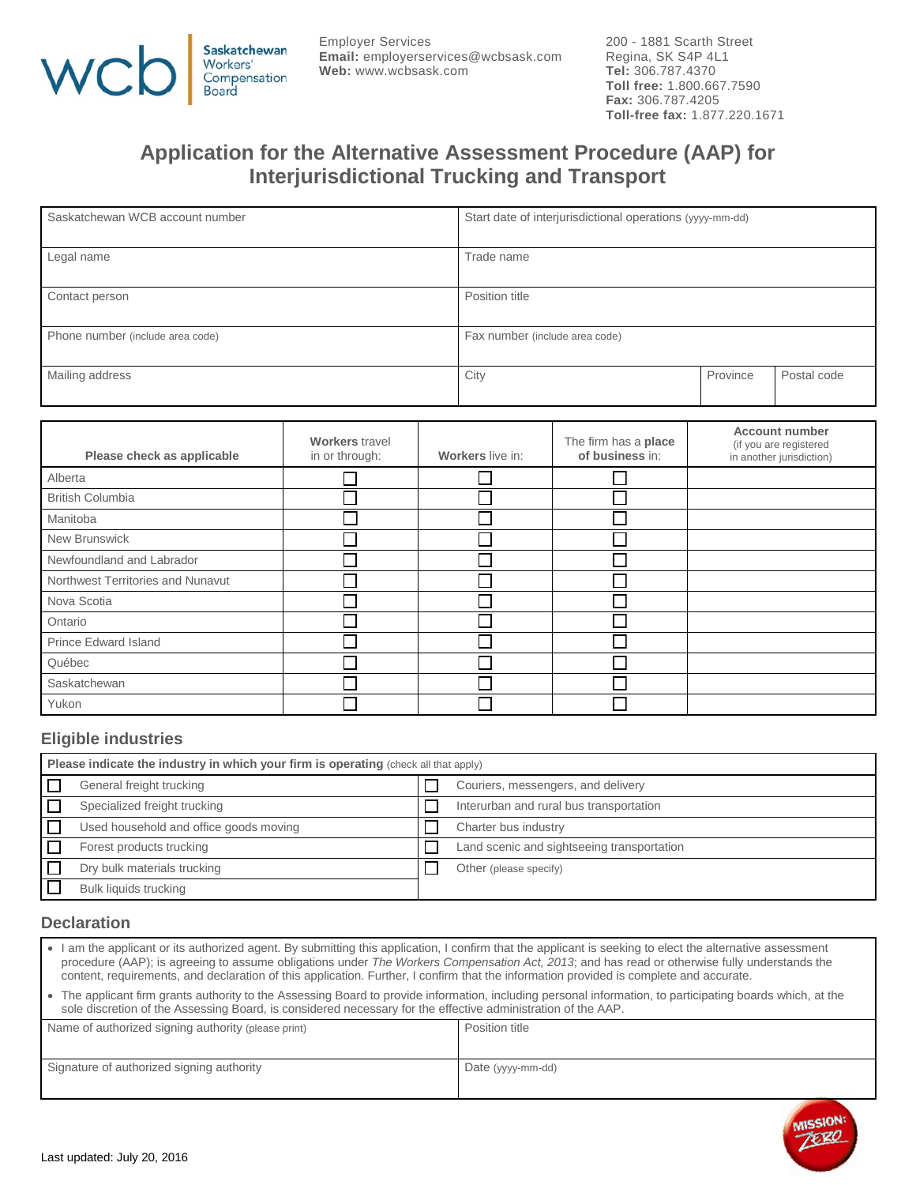Saskatchewan Workers' Compensation Board

Employer Services
**Email:** employerservices@wcbsask.com
**Web:** www.wcbsask.com

200 - 1881 Scarth Street
Regina, SK S4P 4L1
**Tel:** 306.787.4370
**Toll free:** 1.800.667.7590
**Fax:** 306.787.4205
**Toll-free fax:** 1.877.220.1671

# Application for the Alternative Assessment Procedure (AAP) for Interjurisdictional Trucking and Transport

| Saskatchewan WCB account number | Start date of interjurisdictional operations (yyyy-mm-dd) | | |
|---|---|---|---|
| Legal name | Trade name | | |
| Contact person | Position title | | |
| Phone number (include area code) | Fax number (include area code) | | |
| Mailing address | City | Province | Postal code |

| Please check as applicable | **Workers** travel in or through: | **Workers** live in: | The firm has a **place of business** in: | **Account number** (if you are registered in another jurisdiction) |
|---|---|---|---|---|
| Alberta | ☐ | ☐ | ☐ | |
| British Columbia | ☐ | ☐ | ☐ | |
| Manitoba | ☐ | ☐ | ☐ | |
| New Brunswick | ☐ | ☐ | ☐ | |
| Newfoundland and Labrador | ☐ | ☐ | ☐ | |
| Northwest Territories and Nunavut | ☐ | ☐ | ☐ | |
| Nova Scotia | ☐ | ☐ | ☐ | |
| Ontario | ☐ | ☐ | ☐ | |
| Prince Edward Island | ☐ | ☐ | ☐ | |
| Québec | ☐ | ☐ | ☐ | |
| Saskatchewan | ☐ | ☐ | ☐ | |
| Yukon | ☐ | ☐ | ☐ | |

## Eligible industries

**Please indicate the industry in which your firm is operating** (check all that apply)

| | |
|---|---|
| ☐ General freight trucking | ☐ Couriers, messengers, and delivery |
| ☐ Specialized freight trucking | ☐ Interurban and rural bus transportation |
| ☐ Used household and office goods moving | ☐ Charter bus industry |
| ☐ Forest products trucking | ☐ Land scenic and sightseeing transportation |
| ☐ Dry bulk materials trucking | ☐ Other (please specify) |
| ☐ Bulk liquids trucking | |

## Declaration

- I am the applicant or its authorized agent. By submitting this application, I confirm that the applicant is seeking to elect the alternative assessment procedure (AAP); is agreeing to assume obligations under *The Workers Compensation Act, 2013*; and has read or otherwise fully understands the content, requirements, and declaration of this application. Further, I confirm that the information provided is complete and accurate.
- The applicant firm grants authority to the Assessing Board to provide information, including personal information, to participating boards which, at the sole discretion of the Assessing Board, is considered necessary for the effective administration of the AAP.

| Name of authorized signing authority (please print) | Position title |
|---|---|
| Signature of authorized signing authority | Date (yyyy-mm-dd) |

Last updated: July 20, 2016

MISSION: ZERO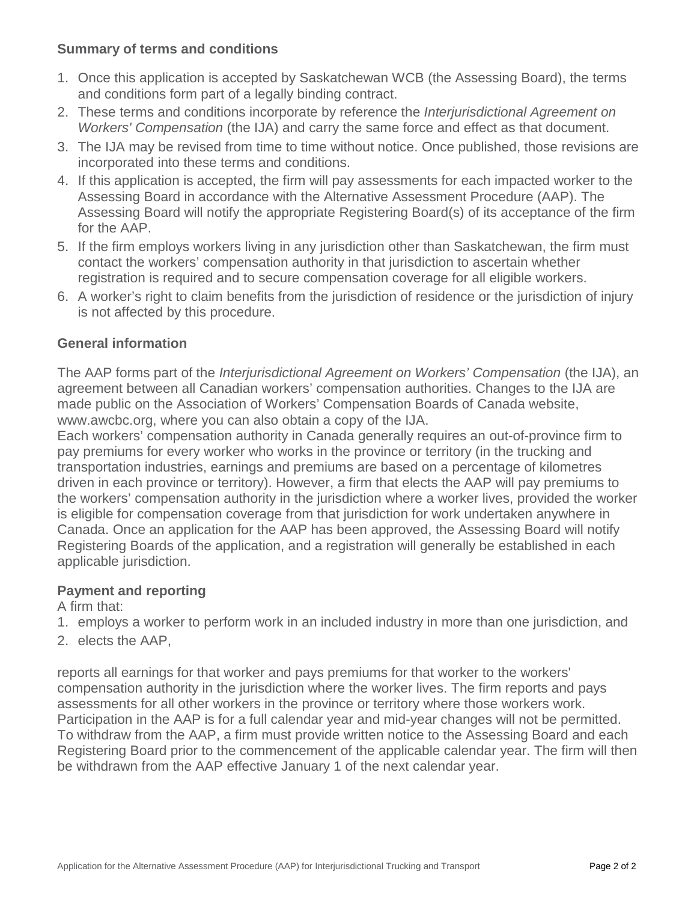## Summary of terms and conditions

1. Once this application is accepted by Saskatchewan WCB (the Assessing Board), the terms and conditions form part of a legally binding contract.
2. These terms and conditions incorporate by reference the *Interjurisdictional Agreement on Workers' Compensation* (the IJA) and carry the same force and effect as that document.
3. The IJA may be revised from time to time without notice. Once published, those revisions are incorporated into these terms and conditions.
4. If this application is accepted, the firm will pay assessments for each impacted worker to the Assessing Board in accordance with the Alternative Assessment Procedure (AAP). The Assessing Board will notify the appropriate Registering Board(s) of its acceptance of the firm for the AAP.
5. If the firm employs workers living in any jurisdiction other than Saskatchewan, the firm must contact the workers' compensation authority in that jurisdiction to ascertain whether registration is required and to secure compensation coverage for all eligible workers.
6. A worker's right to claim benefits from the jurisdiction of residence or the jurisdiction of injury is not affected by this procedure.

## General information

The AAP forms part of the *Interjurisdictional Agreement on Workers' Compensation* (the IJA), an agreement between all Canadian workers' compensation authorities. Changes to the IJA are made public on the Association of Workers' Compensation Boards of Canada website, www.awcbc.org, where you can also obtain a copy of the IJA.

Each workers' compensation authority in Canada generally requires an out-of-province firm to pay premiums for every worker who works in the province or territory (in the trucking and transportation industries, earnings and premiums are based on a percentage of kilometres driven in each province or territory). However, a firm that elects the AAP will pay premiums to the workers' compensation authority in the jurisdiction where a worker lives, provided the worker is eligible for compensation coverage from that jurisdiction for work undertaken anywhere in Canada. Once an application for the AAP has been approved, the Assessing Board will notify Registering Boards of the application, and a registration will generally be established in each applicable jurisdiction.

## Payment and reporting

A firm that:

1. employs a worker to perform work in an included industry in more than one jurisdiction, and
2. elects the AAP,

reports all earnings for that worker and pays premiums for that worker to the workers' compensation authority in the jurisdiction where the worker lives. The firm reports and pays assessments for all other workers in the province or territory where those workers work. Participation in the AAP is for a full calendar year and mid-year changes will not be permitted. To withdraw from the AAP, a firm must provide written notice to the Assessing Board and each Registering Board prior to the commencement of the applicable calendar year. The firm will then be withdrawn from the AAP effective January 1 of the next calendar year.